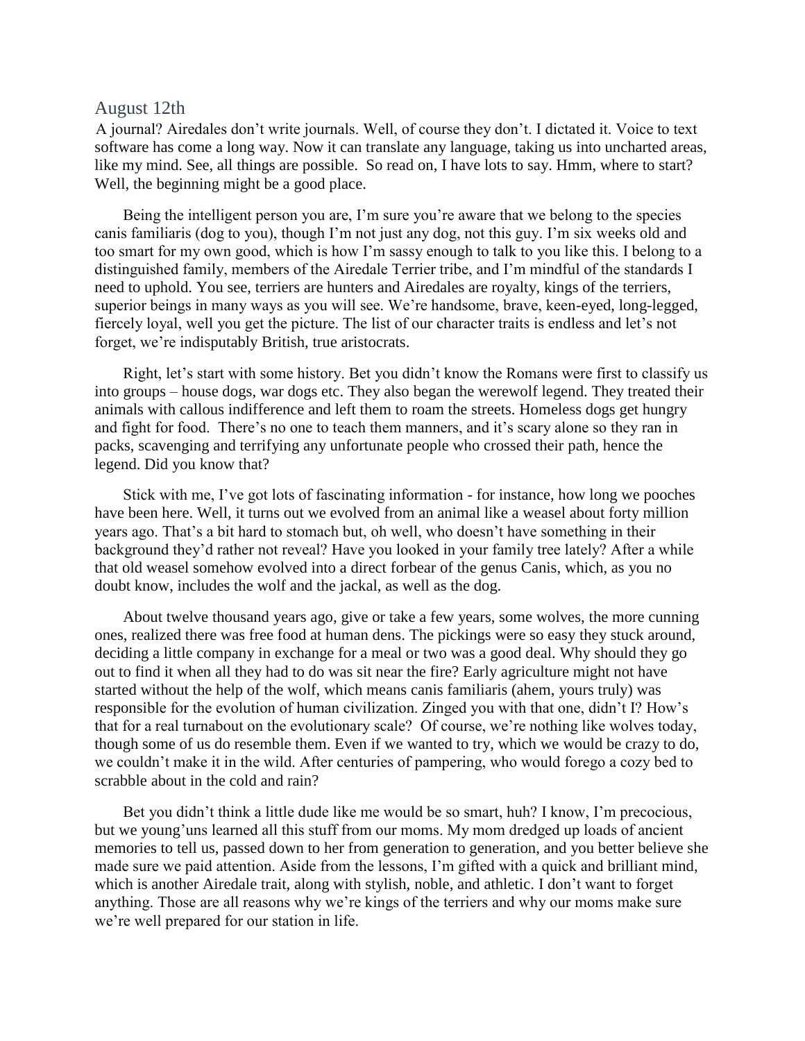## August 12th

A journal? Airedales don't write journals. Well, of course they don't. I dictated it. Voice to text software has come a long way. Now it can translate any language, taking us into uncharted areas, like my mind. See, all things are possible. So read on, I have lots to say. Hmm, where to start? Well, the beginning might be a good place.

Being the intelligent person you are, I'm sure you're aware that we belong to the species canis familiaris (dog to you), though I'm not just any dog, not this guy. I'm six weeks old and too smart for my own good, which is how I'm sassy enough to talk to you like this. I belong to a distinguished family, members of the Airedale Terrier tribe, and I'm mindful of the standards I need to uphold. You see, terriers are hunters and Airedales are royalty, kings of the terriers, superior beings in many ways as you will see. We're handsome, brave, keen-eyed, long-legged, fiercely loyal, well you get the picture. The list of our character traits is endless and let's not forget, we're indisputably British, true aristocrats.

Right, let's start with some history. Bet you didn't know the Romans were first to classify us into groups – house dogs, war dogs etc. They also began the werewolf legend. They treated their animals with callous indifference and left them to roam the streets. Homeless dogs get hungry and fight for food. There's no one to teach them manners, and it's scary alone so they ran in packs, scavenging and terrifying any unfortunate people who crossed their path, hence the legend. Did you know that?

Stick with me, I've got lots of fascinating information - for instance, how long we pooches have been here. Well, it turns out we evolved from an animal like a weasel about forty million years ago. That's a bit hard to stomach but, oh well, who doesn't have something in their background they'd rather not reveal? Have you looked in your family tree lately? After a while that old weasel somehow evolved into a direct forbear of the genus Canis, which, as you no doubt know, includes the wolf and the jackal, as well as the dog.

About twelve thousand years ago, give or take a few years, some wolves, the more cunning ones, realized there was free food at human dens. The pickings were so easy they stuck around, deciding a little company in exchange for a meal or two was a good deal. Why should they go out to find it when all they had to do was sit near the fire? Early agriculture might not have started without the help of the wolf, which means canis familiaris (ahem, yours truly) was responsible for the evolution of human civilization. Zinged you with that one, didn't I? How's that for a real turnabout on the evolutionary scale? Of course, we're nothing like wolves today, though some of us do resemble them. Even if we wanted to try, which we would be crazy to do, we couldn't make it in the wild. After centuries of pampering, who would forego a cozy bed to scrabble about in the cold and rain?

Bet you didn't think a little dude like me would be so smart, huh? I know, I'm precocious, but we young'uns learned all this stuff from our moms. My mom dredged up loads of ancient memories to tell us, passed down to her from generation to generation, and you better believe she made sure we paid attention. Aside from the lessons, I'm gifted with a quick and brilliant mind, which is another Airedale trait, along with stylish, noble, and athletic. I don't want to forget anything. Those are all reasons why we're kings of the terriers and why our moms make sure we're well prepared for our station in life.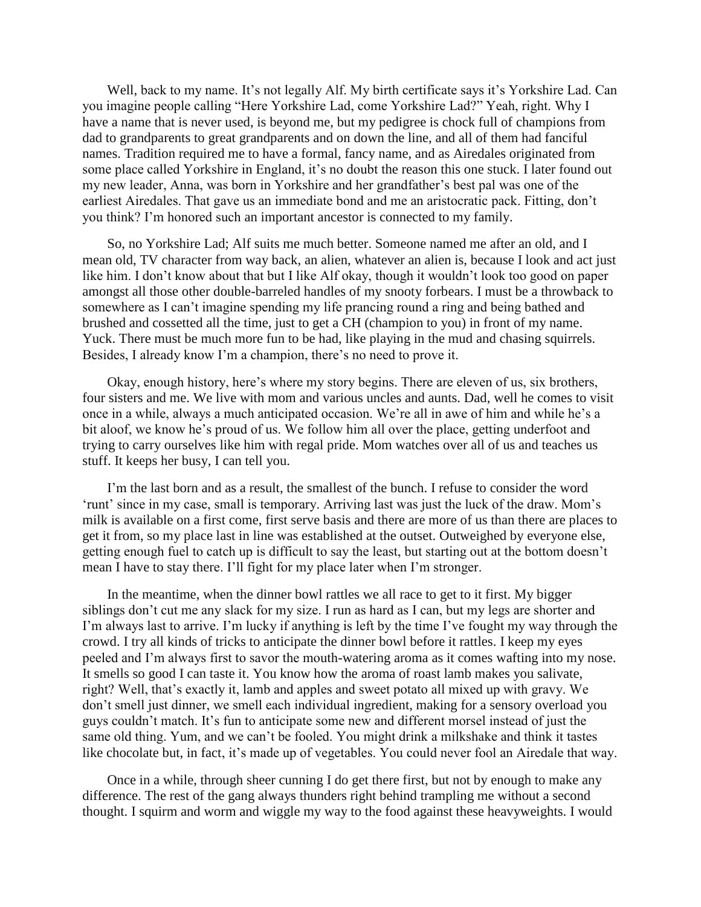Well, back to my name. It's not legally Alf. My birth certificate says it's Yorkshire Lad. Can you imagine people calling "Here Yorkshire Lad, come Yorkshire Lad?" Yeah, right. Why I have a name that is never used, is beyond me, but my pedigree is chock full of champions from dad to grandparents to great grandparents and on down the line, and all of them had fanciful names. Tradition required me to have a formal, fancy name, and as Airedales originated from some place called Yorkshire in England, it's no doubt the reason this one stuck. I later found out my new leader, Anna, was born in Yorkshire and her grandfather's best pal was one of the earliest Airedales. That gave us an immediate bond and me an aristocratic pack. Fitting, don't you think? I'm honored such an important ancestor is connected to my family.

So, no Yorkshire Lad; Alf suits me much better. Someone named me after an old, and I mean old, TV character from way back, an alien, whatever an alien is, because I look and act just like him. I don't know about that but I like Alf okay, though it wouldn't look too good on paper amongst all those other double-barreled handles of my snooty forbears. I must be a throwback to somewhere as I can't imagine spending my life prancing round a ring and being bathed and brushed and cossetted all the time, just to get a CH (champion to you) in front of my name. Yuck. There must be much more fun to be had, like playing in the mud and chasing squirrels. Besides, I already know I'm a champion, there's no need to prove it.

Okay, enough history, here's where my story begins. There are eleven of us, six brothers, four sisters and me. We live with mom and various uncles and aunts. Dad, well he comes to visit once in a while, always a much anticipated occasion. We're all in awe of him and while he's a bit aloof, we know he's proud of us. We follow him all over the place, getting underfoot and trying to carry ourselves like him with regal pride. Mom watches over all of us and teaches us stuff. It keeps her busy, I can tell you.

I'm the last born and as a result, the smallest of the bunch. I refuse to consider the word 'runt' since in my case, small is temporary. Arriving last was just the luck of the draw. Mom's milk is available on a first come, first serve basis and there are more of us than there are places to get it from, so my place last in line was established at the outset. Outweighed by everyone else, getting enough fuel to catch up is difficult to say the least, but starting out at the bottom doesn't mean I have to stay there. I'll fight for my place later when I'm stronger.

In the meantime, when the dinner bowl rattles we all race to get to it first. My bigger siblings don't cut me any slack for my size. I run as hard as I can, but my legs are shorter and I'm always last to arrive. I'm lucky if anything is left by the time I've fought my way through the crowd. I try all kinds of tricks to anticipate the dinner bowl before it rattles. I keep my eyes peeled and I'm always first to savor the mouth-watering aroma as it comes wafting into my nose. It smells so good I can taste it. You know how the aroma of roast lamb makes you salivate, right? Well, that's exactly it, lamb and apples and sweet potato all mixed up with gravy. We don't smell just dinner, we smell each individual ingredient, making for a sensory overload you guys couldn't match. It's fun to anticipate some new and different morsel instead of just the same old thing. Yum, and we can't be fooled. You might drink a milkshake and think it tastes like chocolate but, in fact, it's made up of vegetables. You could never fool an Airedale that way.

Once in a while, through sheer cunning I do get there first, but not by enough to make any difference. The rest of the gang always thunders right behind trampling me without a second thought. I squirm and worm and wiggle my way to the food against these heavyweights. I would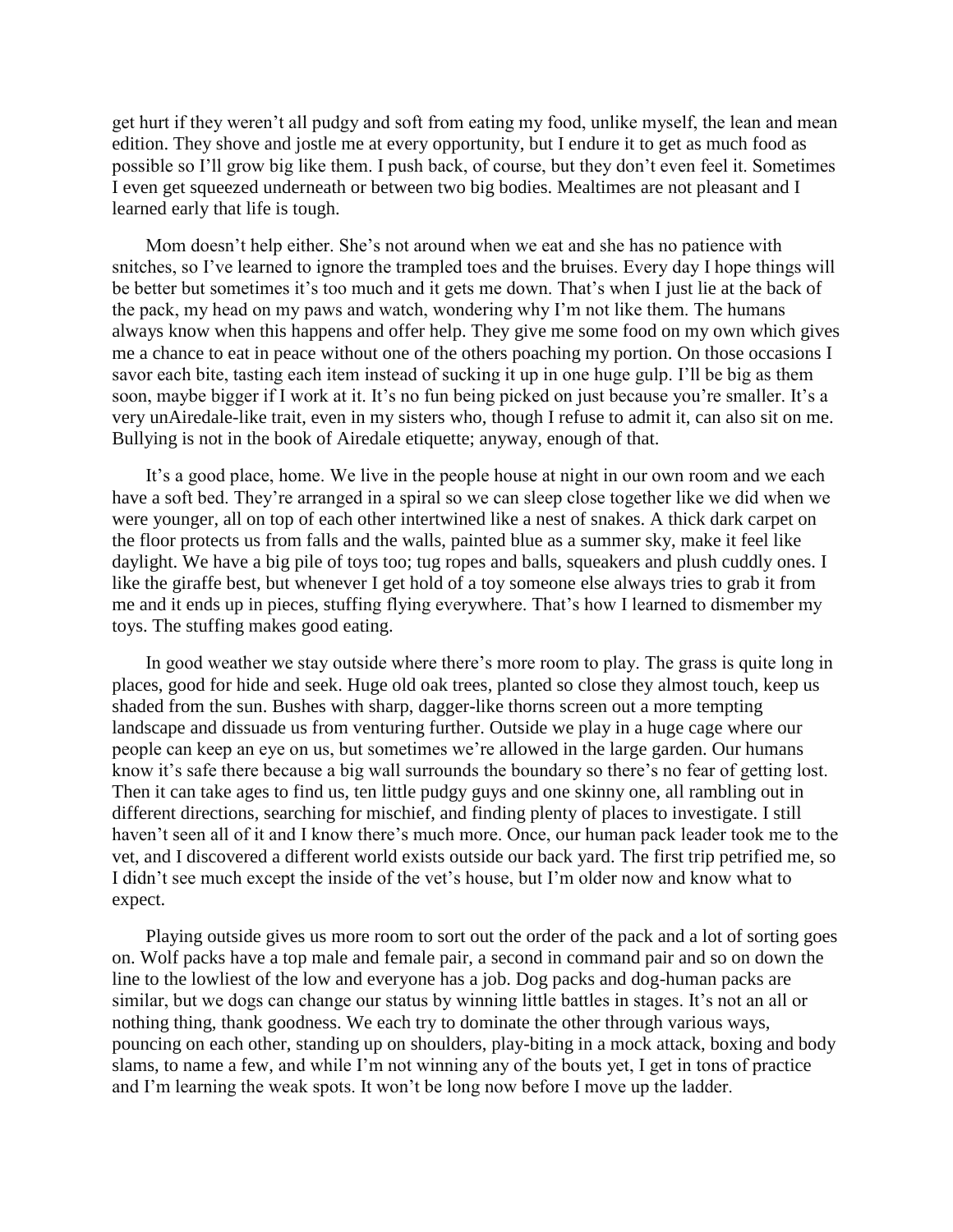get hurt if they weren't all pudgy and soft from eating my food, unlike myself, the lean and mean edition. They shove and jostle me at every opportunity, but I endure it to get as much food as possible so I'll grow big like them. I push back, of course, but they don't even feel it. Sometimes I even get squeezed underneath or between two big bodies. Mealtimes are not pleasant and I learned early that life is tough.

Mom doesn't help either. She's not around when we eat and she has no patience with snitches, so I've learned to ignore the trampled toes and the bruises. Every day I hope things will be better but sometimes it's too much and it gets me down. That's when I just lie at the back of the pack, my head on my paws and watch, wondering why I'm not like them. The humans always know when this happens and offer help. They give me some food on my own which gives me a chance to eat in peace without one of the others poaching my portion. On those occasions I savor each bite, tasting each item instead of sucking it up in one huge gulp. I'll be big as them soon, maybe bigger if I work at it. It's no fun being picked on just because you're smaller. It's a very unAiredale-like trait, even in my sisters who, though I refuse to admit it, can also sit on me. Bullying is not in the book of Airedale etiquette; anyway, enough of that.

It's a good place, home. We live in the people house at night in our own room and we each have a soft bed. They're arranged in a spiral so we can sleep close together like we did when we were younger, all on top of each other intertwined like a nest of snakes. A thick dark carpet on the floor protects us from falls and the walls, painted blue as a summer sky, make it feel like daylight. We have a big pile of toys too; tug ropes and balls, squeakers and plush cuddly ones. I like the giraffe best, but whenever I get hold of a toy someone else always tries to grab it from me and it ends up in pieces, stuffing flying everywhere. That's how I learned to dismember my toys. The stuffing makes good eating.

In good weather we stay outside where there's more room to play. The grass is quite long in places, good for hide and seek. Huge old oak trees, planted so close they almost touch, keep us shaded from the sun. Bushes with sharp, dagger-like thorns screen out a more tempting landscape and dissuade us from venturing further. Outside we play in a huge cage where our people can keep an eye on us, but sometimes we're allowed in the large garden. Our humans know it's safe there because a big wall surrounds the boundary so there's no fear of getting lost. Then it can take ages to find us, ten little pudgy guys and one skinny one, all rambling out in different directions, searching for mischief, and finding plenty of places to investigate. I still haven't seen all of it and I know there's much more. Once, our human pack leader took me to the vet, and I discovered a different world exists outside our back yard. The first trip petrified me, so I didn't see much except the inside of the vet's house, but I'm older now and know what to expect.

Playing outside gives us more room to sort out the order of the pack and a lot of sorting goes on. Wolf packs have a top male and female pair, a second in command pair and so on down the line to the lowliest of the low and everyone has a job. Dog packs and dog-human packs are similar, but we dogs can change our status by winning little battles in stages. It's not an all or nothing thing, thank goodness. We each try to dominate the other through various ways, pouncing on each other, standing up on shoulders, play-biting in a mock attack, boxing and body slams, to name a few, and while I'm not winning any of the bouts yet, I get in tons of practice and I'm learning the weak spots. It won't be long now before I move up the ladder.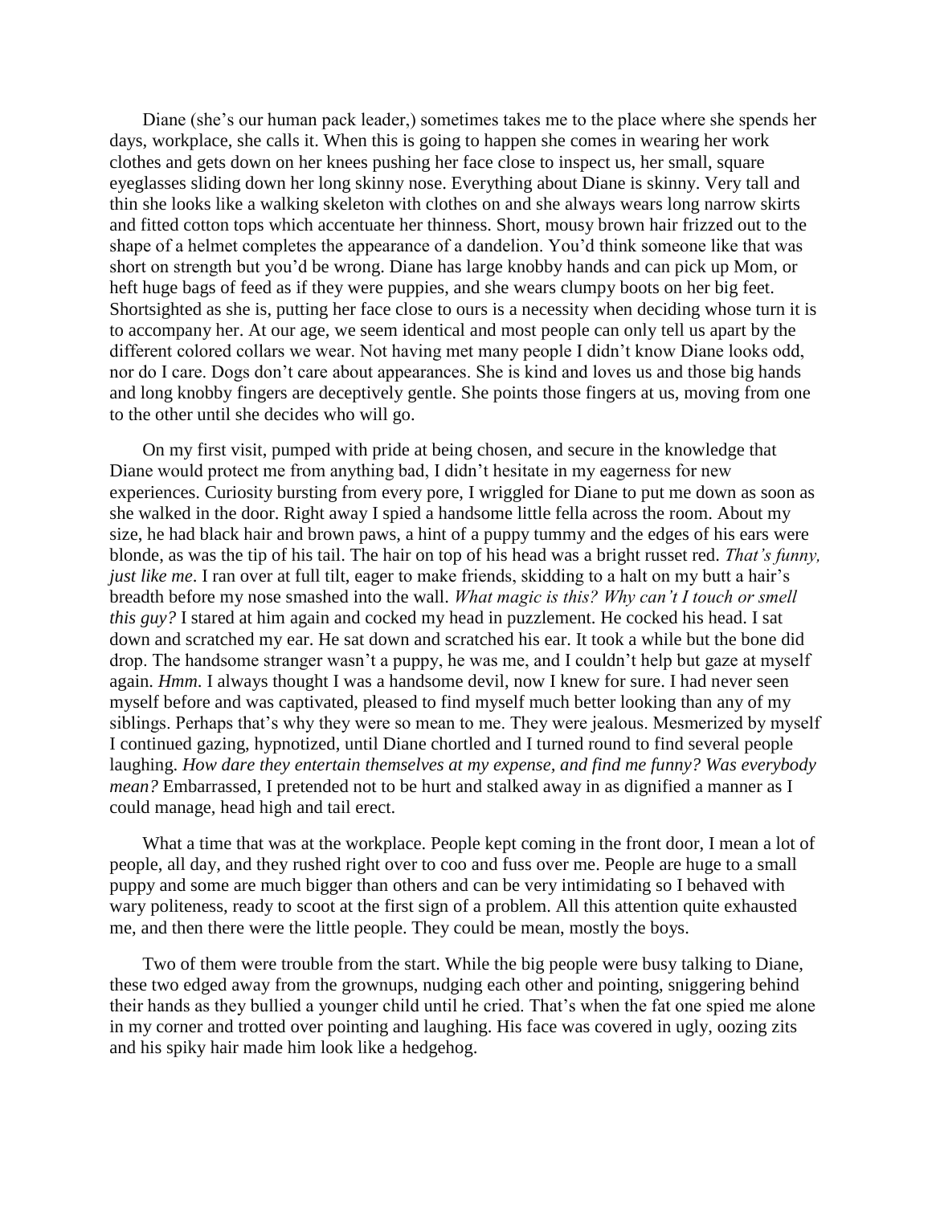Diane (she's our human pack leader,) sometimes takes me to the place where she spends her days, workplace, she calls it. When this is going to happen she comes in wearing her work clothes and gets down on her knees pushing her face close to inspect us, her small, square eyeglasses sliding down her long skinny nose. Everything about Diane is skinny. Very tall and thin she looks like a walking skeleton with clothes on and she always wears long narrow skirts and fitted cotton tops which accentuate her thinness. Short, mousy brown hair frizzed out to the shape of a helmet completes the appearance of a dandelion. You'd think someone like that was short on strength but you'd be wrong. Diane has large knobby hands and can pick up Mom, or heft huge bags of feed as if they were puppies, and she wears clumpy boots on her big feet. Shortsighted as she is, putting her face close to ours is a necessity when deciding whose turn it is to accompany her. At our age, we seem identical and most people can only tell us apart by the different colored collars we wear. Not having met many people I didn't know Diane looks odd, nor do I care. Dogs don't care about appearances. She is kind and loves us and those big hands and long knobby fingers are deceptively gentle. She points those fingers at us, moving from one to the other until she decides who will go.

On my first visit, pumped with pride at being chosen, and secure in the knowledge that Diane would protect me from anything bad, I didn't hesitate in my eagerness for new experiences. Curiosity bursting from every pore, I wriggled for Diane to put me down as soon as she walked in the door. Right away I spied a handsome little fella across the room. About my size, he had black hair and brown paws, a hint of a puppy tummy and the edges of his ears were blonde, as was the tip of his tail. The hair on top of his head was a bright russet red. *That's funny, just like me*. I ran over at full tilt, eager to make friends, skidding to a halt on my butt a hair's breadth before my nose smashed into the wall. *What magic is this? Why can't I touch or smell this guy?* I stared at him again and cocked my head in puzzlement. He cocked his head. I sat down and scratched my ear. He sat down and scratched his ear. It took a while but the bone did drop. The handsome stranger wasn't a puppy, he was me, and I couldn't help but gaze at myself again. *Hmm*. I always thought I was a handsome devil, now I knew for sure. I had never seen myself before and was captivated, pleased to find myself much better looking than any of my siblings. Perhaps that's why they were so mean to me. They were jealous. Mesmerized by myself I continued gazing, hypnotized, until Diane chortled and I turned round to find several people laughing. *How dare they entertain themselves at my expense, and find me funny? Was everybody mean?* Embarrassed, I pretended not to be hurt and stalked away in as dignified a manner as I could manage, head high and tail erect.

What a time that was at the workplace. People kept coming in the front door, I mean a lot of people, all day, and they rushed right over to coo and fuss over me. People are huge to a small puppy and some are much bigger than others and can be very intimidating so I behaved with wary politeness, ready to scoot at the first sign of a problem. All this attention quite exhausted me, and then there were the little people. They could be mean, mostly the boys.

Two of them were trouble from the start. While the big people were busy talking to Diane, these two edged away from the grownups, nudging each other and pointing, sniggering behind their hands as they bullied a younger child until he cried. That's when the fat one spied me alone in my corner and trotted over pointing and laughing. His face was covered in ugly, oozing zits and his spiky hair made him look like a hedgehog.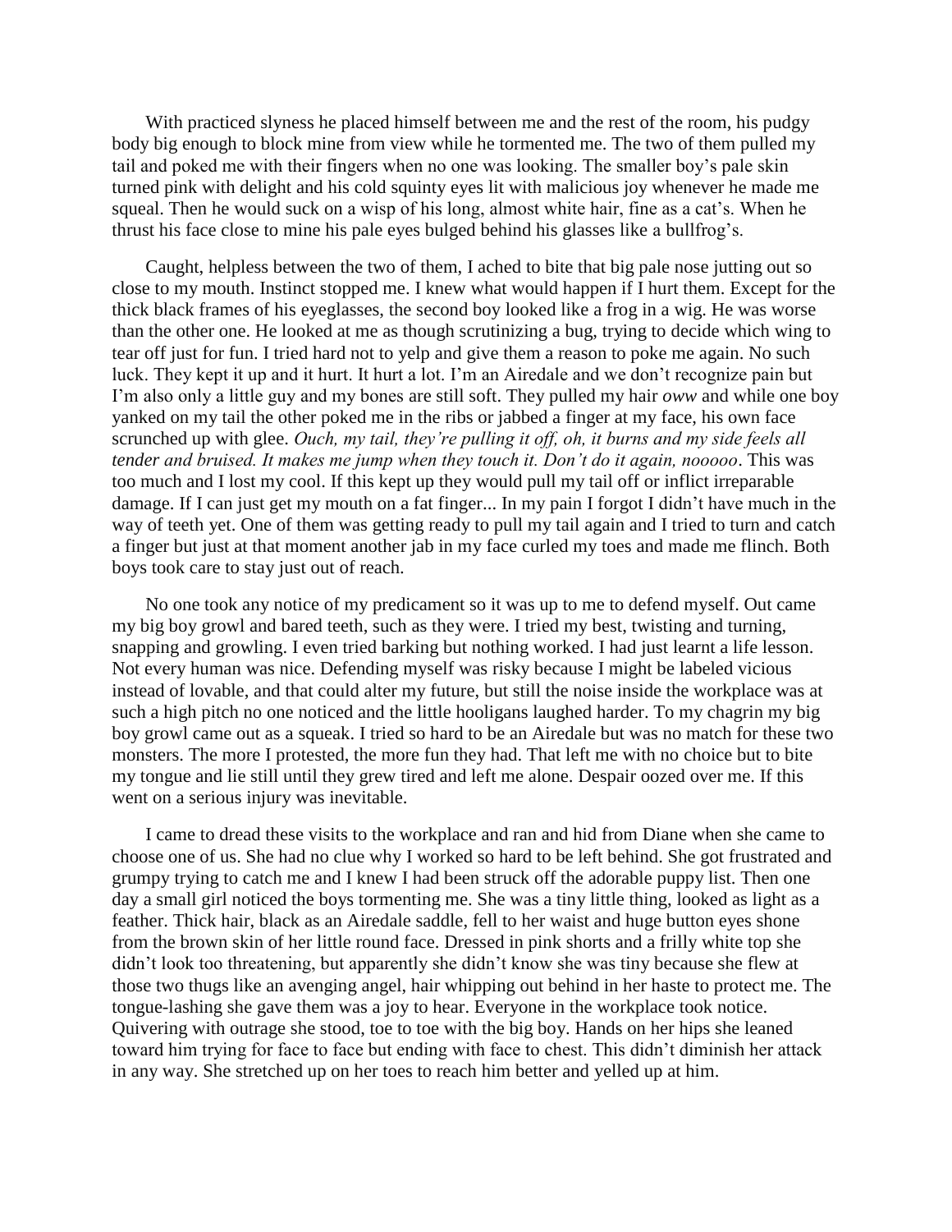With practiced slyness he placed himself between me and the rest of the room, his pudgy body big enough to block mine from view while he tormented me. The two of them pulled my tail and poked me with their fingers when no one was looking. The smaller boy's pale skin turned pink with delight and his cold squinty eyes lit with malicious joy whenever he made me squeal. Then he would suck on a wisp of his long, almost white hair, fine as a cat's. When he thrust his face close to mine his pale eyes bulged behind his glasses like a bullfrog's.

Caught, helpless between the two of them, I ached to bite that big pale nose jutting out so close to my mouth. Instinct stopped me. I knew what would happen if I hurt them. Except for the thick black frames of his eyeglasses, the second boy looked like a frog in a wig. He was worse than the other one. He looked at me as though scrutinizing a bug, trying to decide which wing to tear off just for fun. I tried hard not to yelp and give them a reason to poke me again. No such luck. They kept it up and it hurt. It hurt a lot. I'm an Airedale and we don't recognize pain but I'm also only a little guy and my bones are still soft. They pulled my hair *oww* and while one boy yanked on my tail the other poked me in the ribs or jabbed a finger at my face, his own face scrunched up with glee. *Ouch, my tail, they're pulling it off, oh, it burns and my side feels all tender and bruised. It makes me jump when they touch it. Don't do it again, nooooo*. This was too much and I lost my cool. If this kept up they would pull my tail off or inflict irreparable damage. If I can just get my mouth on a fat finger... In my pain I forgot I didn't have much in the way of teeth yet. One of them was getting ready to pull my tail again and I tried to turn and catch a finger but just at that moment another jab in my face curled my toes and made me flinch. Both boys took care to stay just out of reach.

No one took any notice of my predicament so it was up to me to defend myself. Out came my big boy growl and bared teeth, such as they were. I tried my best, twisting and turning, snapping and growling. I even tried barking but nothing worked. I had just learnt a life lesson. Not every human was nice. Defending myself was risky because I might be labeled vicious instead of lovable, and that could alter my future, but still the noise inside the workplace was at such a high pitch no one noticed and the little hooligans laughed harder. To my chagrin my big boy growl came out as a squeak. I tried so hard to be an Airedale but was no match for these two monsters. The more I protested, the more fun they had. That left me with no choice but to bite my tongue and lie still until they grew tired and left me alone. Despair oozed over me. If this went on a serious injury was inevitable.

I came to dread these visits to the workplace and ran and hid from Diane when she came to choose one of us. She had no clue why I worked so hard to be left behind. She got frustrated and grumpy trying to catch me and I knew I had been struck off the adorable puppy list. Then one day a small girl noticed the boys tormenting me. She was a tiny little thing, looked as light as a feather. Thick hair, black as an Airedale saddle, fell to her waist and huge button eyes shone from the brown skin of her little round face. Dressed in pink shorts and a frilly white top she didn't look too threatening, but apparently she didn't know she was tiny because she flew at those two thugs like an avenging angel, hair whipping out behind in her haste to protect me. The tongue-lashing she gave them was a joy to hear. Everyone in the workplace took notice. Quivering with outrage she stood, toe to toe with the big boy. Hands on her hips she leaned toward him trying for face to face but ending with face to chest. This didn't diminish her attack in any way. She stretched up on her toes to reach him better and yelled up at him.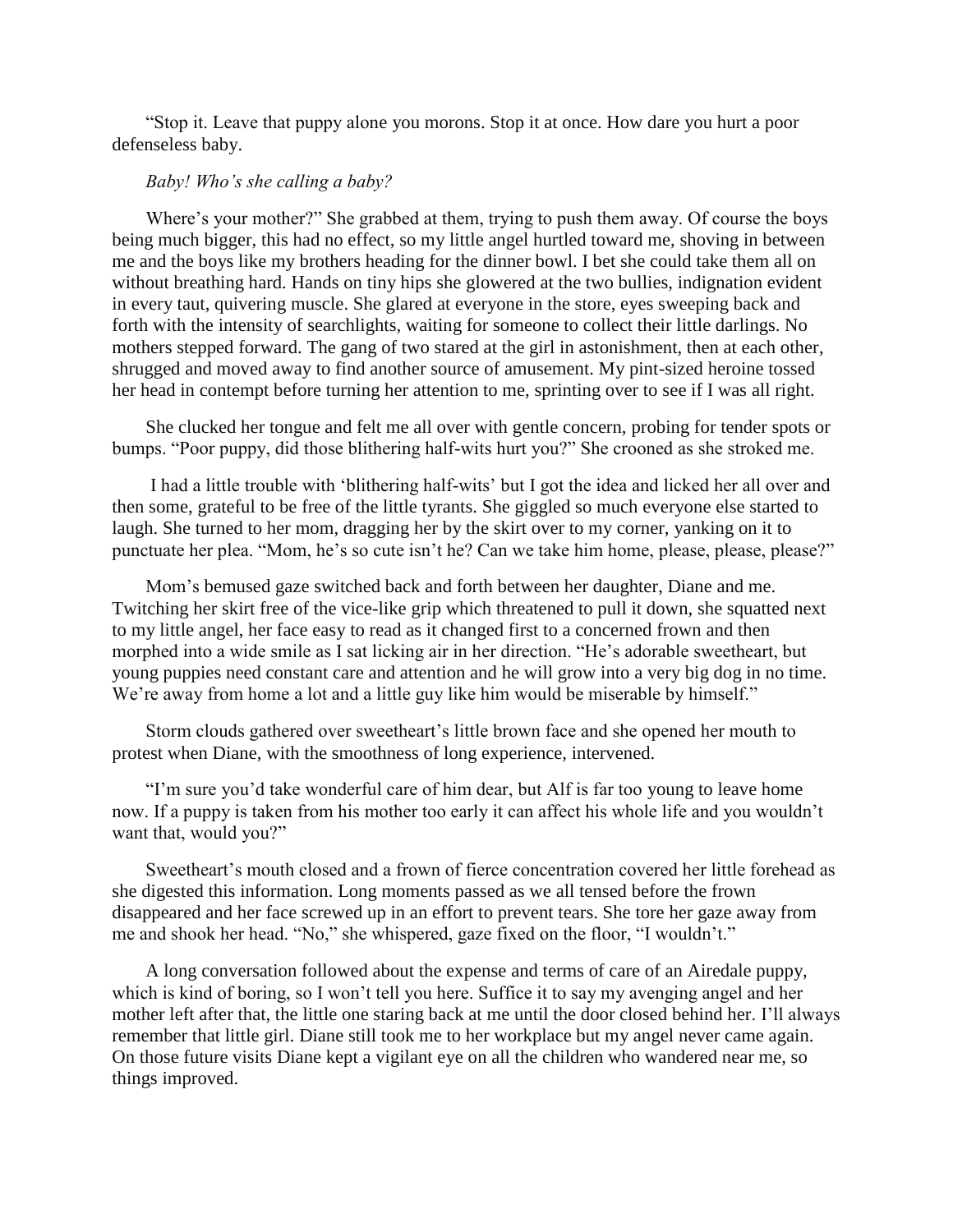"Stop it. Leave that puppy alone you morons. Stop it at once. How dare you hurt a poor defenseless baby.

*Baby! Who's she calling a baby?*

Where's your mother?" She grabbed at them, trying to push them away. Of course the boys being much bigger, this had no effect, so my little angel hurtled toward me, shoving in between me and the boys like my brothers heading for the dinner bowl. I bet she could take them all on without breathing hard. Hands on tiny hips she glowered at the two bullies, indignation evident in every taut, quivering muscle. She glared at everyone in the store, eyes sweeping back and forth with the intensity of searchlights, waiting for someone to collect their little darlings. No mothers stepped forward. The gang of two stared at the girl in astonishment, then at each other, shrugged and moved away to find another source of amusement. My pint-sized heroine tossed her head in contempt before turning her attention to me, sprinting over to see if I was all right.

She clucked her tongue and felt me all over with gentle concern, probing for tender spots or bumps. "Poor puppy, did those blithering half-wits hurt you?" She crooned as she stroked me.

I had a little trouble with 'blithering half-wits' but I got the idea and licked her all over and then some, grateful to be free of the little tyrants. She giggled so much everyone else started to laugh. She turned to her mom, dragging her by the skirt over to my corner, yanking on it to punctuate her plea. "Mom, he's so cute isn't he? Can we take him home, please, please, please?"

Mom's bemused gaze switched back and forth between her daughter, Diane and me. Twitching her skirt free of the vice-like grip which threatened to pull it down, she squatted next to my little angel, her face easy to read as it changed first to a concerned frown and then morphed into a wide smile as I sat licking air in her direction. "He's adorable sweetheart, but young puppies need constant care and attention and he will grow into a very big dog in no time. We're away from home a lot and a little guy like him would be miserable by himself."

Storm clouds gathered over sweetheart's little brown face and she opened her mouth to protest when Diane, with the smoothness of long experience, intervened.

"I'm sure you'd take wonderful care of him dear, but Alf is far too young to leave home now. If a puppy is taken from his mother too early it can affect his whole life and you wouldn't want that, would you?"

Sweetheart's mouth closed and a frown of fierce concentration covered her little forehead as she digested this information. Long moments passed as we all tensed before the frown disappeared and her face screwed up in an effort to prevent tears. She tore her gaze away from me and shook her head. "No," she whispered, gaze fixed on the floor, "I wouldn't."

A long conversation followed about the expense and terms of care of an Airedale puppy, which is kind of boring, so I won't tell you here. Suffice it to say my avenging angel and her mother left after that, the little one staring back at me until the door closed behind her. I'll always remember that little girl. Diane still took me to her workplace but my angel never came again. On those future visits Diane kept a vigilant eye on all the children who wandered near me, so things improved.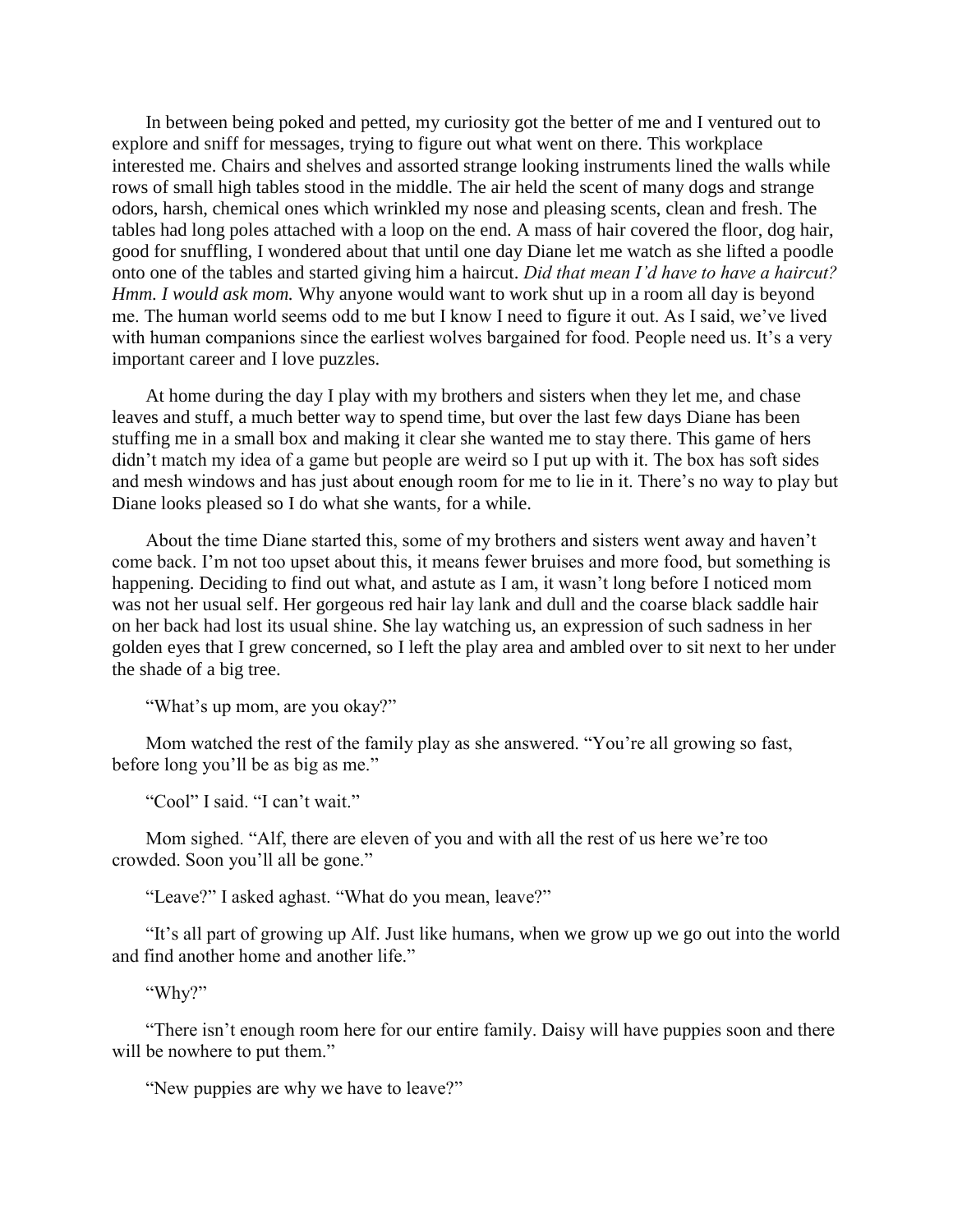In between being poked and petted, my curiosity got the better of me and I ventured out to explore and sniff for messages, trying to figure out what went on there. This workplace interested me. Chairs and shelves and assorted strange looking instruments lined the walls while rows of small high tables stood in the middle. The air held the scent of many dogs and strange odors, harsh, chemical ones which wrinkled my nose and pleasing scents, clean and fresh. The tables had long poles attached with a loop on the end. A mass of hair covered the floor, dog hair, good for snuffling, I wondered about that until one day Diane let me watch as she lifted a poodle onto one of the tables and started giving him a haircut. *Did that mean I'd have to have a haircut? Hmm. I would ask mom.* Why anyone would want to work shut up in a room all day is beyond me. The human world seems odd to me but I know I need to figure it out. As I said, we've lived with human companions since the earliest wolves bargained for food. People need us. It's a very important career and I love puzzles.

At home during the day I play with my brothers and sisters when they let me, and chase leaves and stuff, a much better way to spend time, but over the last few days Diane has been stuffing me in a small box and making it clear she wanted me to stay there. This game of hers didn't match my idea of a game but people are weird so I put up with it. The box has soft sides and mesh windows and has just about enough room for me to lie in it. There's no way to play but Diane looks pleased so I do what she wants, for a while.

About the time Diane started this, some of my brothers and sisters went away and haven't come back. I'm not too upset about this, it means fewer bruises and more food, but something is happening. Deciding to find out what, and astute as I am, it wasn't long before I noticed mom was not her usual self. Her gorgeous red hair lay lank and dull and the coarse black saddle hair on her back had lost its usual shine. She lay watching us, an expression of such sadness in her golden eyes that I grew concerned, so I left the play area and ambled over to sit next to her under the shade of a big tree.

"What's up mom, are you okay?"

Mom watched the rest of the family play as she answered. "You're all growing so fast, before long you'll be as big as me."

"Cool" I said. "I can't wait."

Mom sighed. "Alf, there are eleven of you and with all the rest of us here we're too crowded. Soon you'll all be gone."

"Leave?" I asked aghast. "What do you mean, leave?"

"It's all part of growing up Alf. Just like humans, when we grow up we go out into the world and find another home and another life."

"Why?"

"There isn't enough room here for our entire family. Daisy will have puppies soon and there will be nowhere to put them."

"New puppies are why we have to leave?"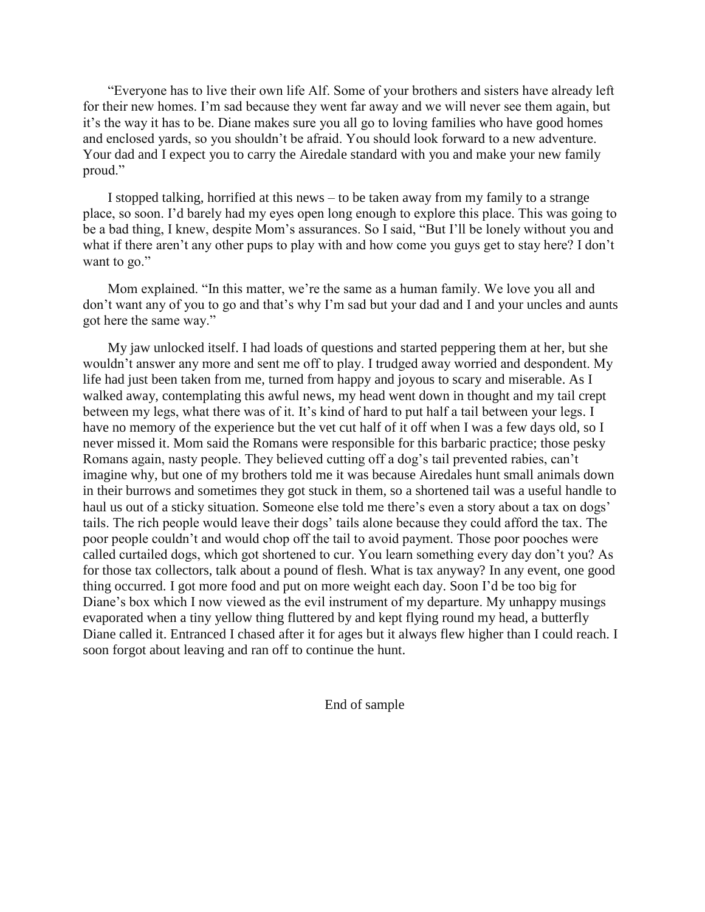"Everyone has to live their own life Alf. Some of your brothers and sisters have already left for their new homes. I'm sad because they went far away and we will never see them again, but it's the way it has to be. Diane makes sure you all go to loving families who have good homes and enclosed yards, so you shouldn't be afraid. You should look forward to a new adventure. Your dad and I expect you to carry the Airedale standard with you and make your new family proud."

I stopped talking, horrified at this news – to be taken away from my family to a strange place, so soon. I'd barely had my eyes open long enough to explore this place. This was going to be a bad thing, I knew, despite Mom's assurances. So I said, "But I'll be lonely without you and what if there aren't any other pups to play with and how come you guys get to stay here? I don't want to go."

Mom explained. "In this matter, we're the same as a human family. We love you all and don't want any of you to go and that's why I'm sad but your dad and I and your uncles and aunts got here the same way."

My jaw unlocked itself. I had loads of questions and started peppering them at her, but she wouldn't answer any more and sent me off to play. I trudged away worried and despondent. My life had just been taken from me, turned from happy and joyous to scary and miserable. As I walked away, contemplating this awful news, my head went down in thought and my tail crept between my legs, what there was of it. It's kind of hard to put half a tail between your legs. I have no memory of the experience but the vet cut half of it off when I was a few days old, so I never missed it. Mom said the Romans were responsible for this barbaric practice; those pesky Romans again, nasty people. They believed cutting off a dog's tail prevented rabies, can't imagine why, but one of my brothers told me it was because Airedales hunt small animals down in their burrows and sometimes they got stuck in them, so a shortened tail was a useful handle to haul us out of a sticky situation. Someone else told me there's even a story about a tax on dogs' tails. The rich people would leave their dogs' tails alone because they could afford the tax. The poor people couldn't and would chop off the tail to avoid payment. Those poor pooches were called curtailed dogs, which got shortened to cur. You learn something every day don't you? As for those tax collectors, talk about a pound of flesh. What is tax anyway? In any event, one good thing occurred. I got more food and put on more weight each day. Soon I'd be too big for Diane's box which I now viewed as the evil instrument of my departure. My unhappy musings evaporated when a tiny yellow thing fluttered by and kept flying round my head, a butterfly Diane called it. Entranced I chased after it for ages but it always flew higher than I could reach. I soon forgot about leaving and ran off to continue the hunt.

End of sample